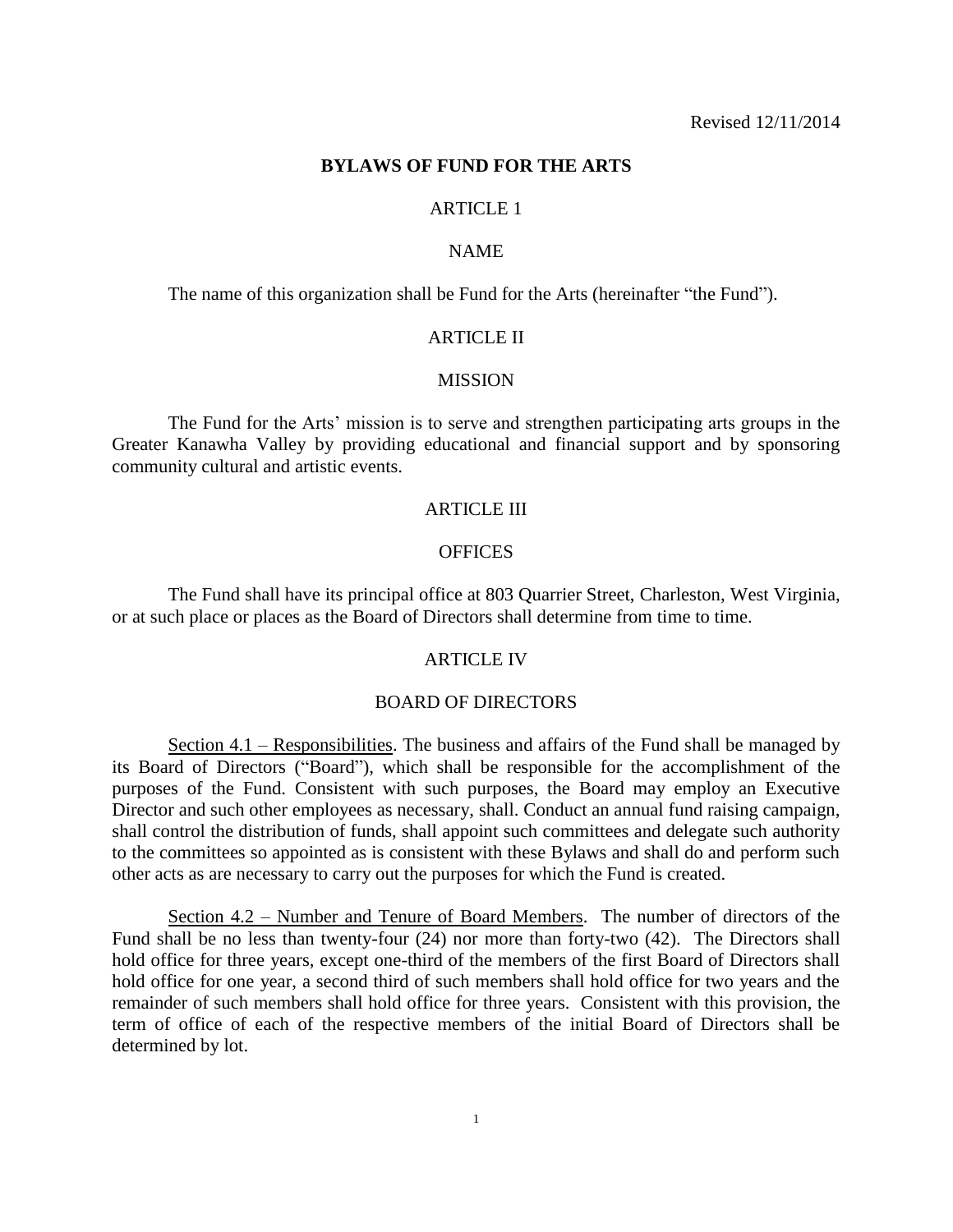Revised 12/11/2014

# BYLAWS OF FUND FOR THE ARTS

## ARTICLE 1

## NAME

The name of this organization shall be Fund for the Arts (hereinafter "the Fund").

## ARTICLE II

## MISSION

The Fund for the Arts' mission is to serve and strengthen participating arts groups in the Greater Kanawha Valley by providing educational and financial support and by sponsoring community cultural and artistic events.

## ARTICLE III

## OFFICES

The Fund shall have its principal office at 803 Quarrier Street, Charleston, West Virginia, or at such place or places as the Board of Directors shall determine from time to time.

## ARTICLE IV

## BOARD OF DIRECTORS

<u>Section 4.1 – Responsibilities</u>. The business and affairs of the Fund shall be managed by its Board of Directors ("Board"), which shall be responsible for the accomplishment of the purposes of the Fund. Consistent with such purposes, the Board may employ an Executive Director and such other employees as necessary, shall. Conduct an annual fund raising campaign, shall control the distribution of funds, shall appoint such committees and delegate such authority to the committees so appointed as is consistent with these Bylaws and shall do and perform such other acts as are necessary to carry out the purposes for which the Fund is created.

<u>Section 4.2 – Number and Tenure of Board Members</u>. The number of directors of the Fund shall be no less than twenty-four (24) nor more than forty-two (42). The Directors shall hold office for three years, except one-third of the members of the first Board of Directors shall hold office for one year, a second third of such members shall hold office for two years and the remainder of such members shall hold office for three years. Consistent with this provision, the term of office of each of the respective members of the initial Board of Directors shall be determined by lot.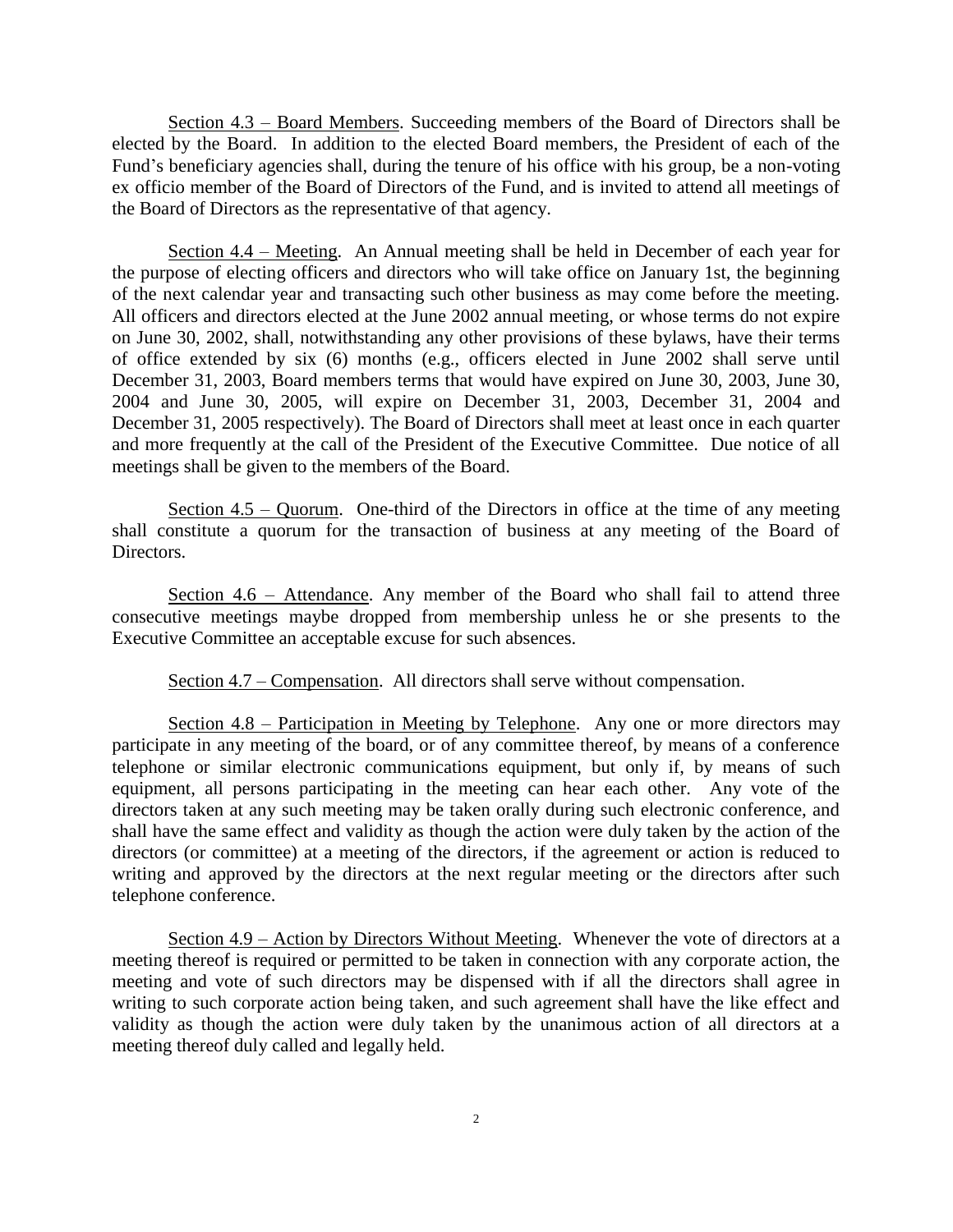<u>Section 4.3 – Board Members</u>. Succeeding members of the Board of Directors shall be elected by the Board. In addition to the elected Board members, the President of each of the Fund's beneficiary agencies shall, during the tenure of his office with his group, be a non-voting ex officio member of the Board of Directors of the Fund, and is invited to attend all meetings of the Board of Directors as the representative of that agency.

<u>Section 4.4 – Meeting</u>. An Annual meeting shall be held in December of each year for the purpose of electing officers and directors who will take office on January 1st, the beginning of the next calendar year and transacting such other business as may come before the meeting. All officers and directors elected at the June 2002 annual meeting, or whose terms do not expire on June 30, 2002, shall, notwithstanding any other provisions of these bylaws, have their terms of office extended by six (6) months (e.g., officers elected in June 2002 shall serve until December 31, 2003, Board members terms that would have expired on June 30, 2003, June 30, 2004 and June 30, 2005, will expire on December 31, 2003, December 31, 2004 and December 31, 2005 respectively). The Board of Directors shall meet at least once in each quarter and more frequently at the call of the President of the Executive Committee. Due notice of all meetings shall be given to the members of the Board.

<u>Section 4.5 – Quorum</u>. One-third of the Directors in office at the time of any meeting shall constitute a quorum for the transaction of business at any meeting of the Board of Directors.

<u>Section 4.6 – Attendance</u>. Any member of the Board who shall fail to attend three consecutive meetings maybe dropped from membership unless he or she presents to the Executive Committee an acceptable excuse for such absences.

<u>Section 4.7 – Compensation</u>. All directors shall serve without compensation.

<u>Section 4.8 – Participation in Meeting by Telephone</u>. Any one or more directors may participate in any meeting of the board, or of any committee thereof, by means of a conference telephone or similar electronic communications equipment, but only if, by means of such equipment, all persons participating in the meeting can hear each other. Any vote of the directors taken at any such meeting may be taken orally during such electronic conference, and shall have the same effect and validity as though the action were duly taken by the action of the directors (or committee) at a meeting of the directors, if the agreement or action is reduced to writing and approved by the directors at the next regular meeting or the directors after such telephone conference.

<u>Section 4.9 – Action by Directors Without Meeting</u>. Whenever the vote of directors at a meeting thereof is required or permitted to be taken in connection with any corporate action, the meeting and vote of such directors may be dispensed with if all the directors shall agree in writing to such corporate action being taken, and such agreement shall have the like effect and validity as though the action were duly taken by the unanimous action of all directors at a meeting thereof duly called and legally held.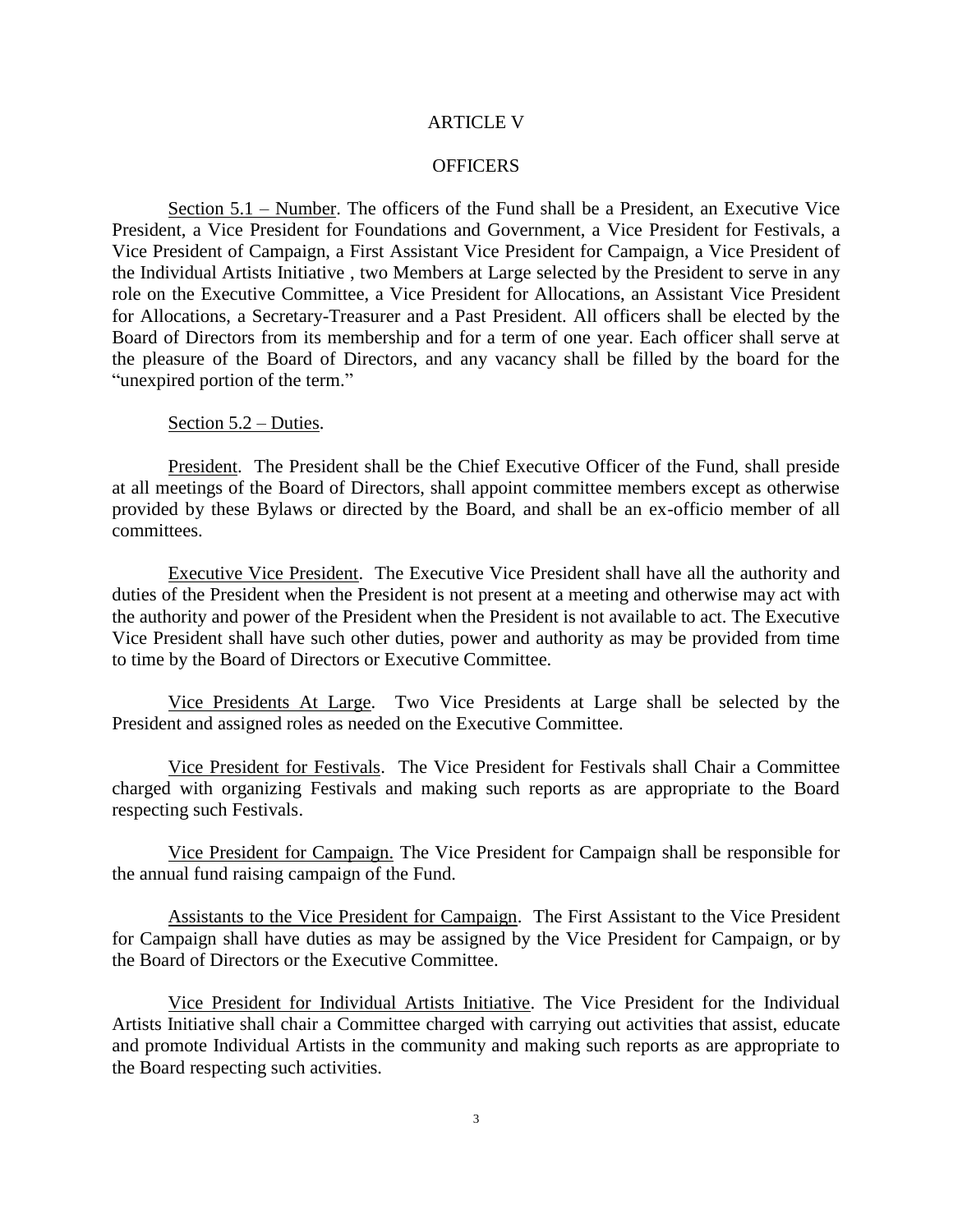# ARTICLE V

## OFFICERS

Section 5.1 – Number. The officers of the Fund shall be a President, an Executive Vice President, a Vice President for Foundations and Government, a Vice President for Festivals, a Vice President of Campaign, a First Assistant Vice President for Campaign, a Vice President of the Individual Artists Initiative , two Members at Large selected by the President to serve in any role on the Executive Committee, a Vice President for Allocations, an Assistant Vice President for Allocations, a Secretary-Treasurer and a Past President. All officers shall be elected by the Board of Directors from its membership and for a term of one year. Each officer shall serve at the pleasure of the Board of Directors, and any vacancy shall be filled by the board for the "unexpired portion of the term."

Section 5.2 – Duties.

President. The President shall be the Chief Executive Officer of the Fund, shall preside at all meetings of the Board of Directors, shall appoint committee members except as otherwise provided by these Bylaws or directed by the Board, and shall be an ex-officio member of all committees.

Executive Vice President. The Executive Vice President shall have all the authority and duties of the President when the President is not present at a meeting and otherwise may act with the authority and power of the President when the President is not available to act. The Executive Vice President shall have such other duties, power and authority as may be provided from time to time by the Board of Directors or Executive Committee.

Vice Presidents At Large. Two Vice Presidents at Large shall be selected by the President and assigned roles as needed on the Executive Committee.

Vice President for Festivals. The Vice President for Festivals shall Chair a Committee charged with organizing Festivals and making such reports as are appropriate to the Board respecting such Festivals.

Vice President for Campaign. The Vice President for Campaign shall be responsible for the annual fund raising campaign of the Fund.

Assistants to the Vice President for Campaign. The First Assistant to the Vice President for Campaign shall have duties as may be assigned by the Vice President for Campaign, or by the Board of Directors or the Executive Committee.

Vice President for Individual Artists Initiative. The Vice President for the Individual Artists Initiative shall chair a Committee charged with carrying out activities that assist, educate and promote Individual Artists in the community and making such reports as are appropriate to the Board respecting such activities.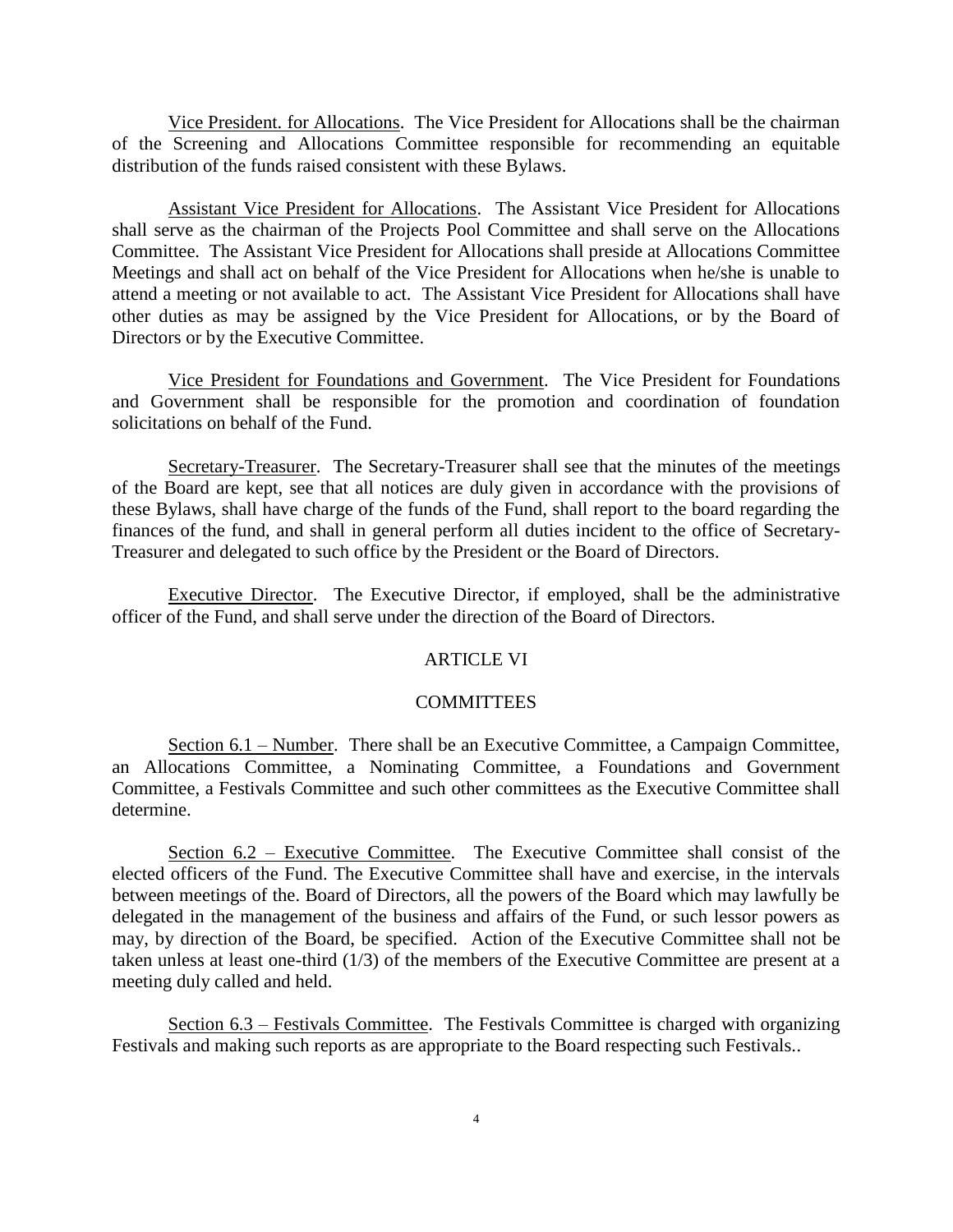Vice President. for Allocations. The Vice President for Allocations shall be the chairman of the Screening and Allocations Committee responsible for recommending an equitable distribution of the funds raised consistent with these Bylaws.

Assistant Vice President for Allocations. The Assistant Vice President for Allocations shall serve as the chairman of the Projects Pool Committee and shall serve on the Allocations Committee. The Assistant Vice President for Allocations shall preside at Allocations Committee Meetings and shall act on behalf of the Vice President for Allocations when he/she is unable to attend a meeting or not available to act. The Assistant Vice President for Allocations shall have other duties as may be assigned by the Vice President for Allocations, or by the Board of Directors or by the Executive Committee.

Vice President for Foundations and Government. The Vice President for Foundations and Government shall be responsible for the promotion and coordination of foundation solicitations on behalf of the Fund.

Secretary-Treasurer. The Secretary-Treasurer shall see that the minutes of the meetings of the Board are kept, see that all notices are duly given in accordance with the provisions of these Bylaws, shall have charge of the funds of the Fund, shall report to the board regarding the finances of the fund, and shall in general perform all duties incident to the office of Secretary-Treasurer and delegated to such office by the President or the Board of Directors.

Executive Director. The Executive Director, if employed, shall be the administrative officer of the Fund, and shall serve under the direction of the Board of Directors.

## ARTICLE VI

## COMMITTEES

Section 6.1 – Number. There shall be an Executive Committee, a Campaign Committee, an Allocations Committee, a Nominating Committee, a Foundations and Government Committee, a Festivals Committee and such other committees as the Executive Committee shall determine.

Section 6.2 – Executive Committee. The Executive Committee shall consist of the elected officers of the Fund. The Executive Committee shall have and exercise, in the intervals between meetings of the. Board of Directors, all the powers of the Board which may lawfully be delegated in the management of the business and affairs of the Fund, or such lessor powers as may, by direction of the Board, be specified. Action of the Executive Committee shall not be taken unless at least one-third (1/3) of the members of the Executive Committee are present at a meeting duly called and held.

Section 6.3 – Festivals Committee. The Festivals Committee is charged with organizing Festivals and making such reports as are appropriate to the Board respecting such Festivals..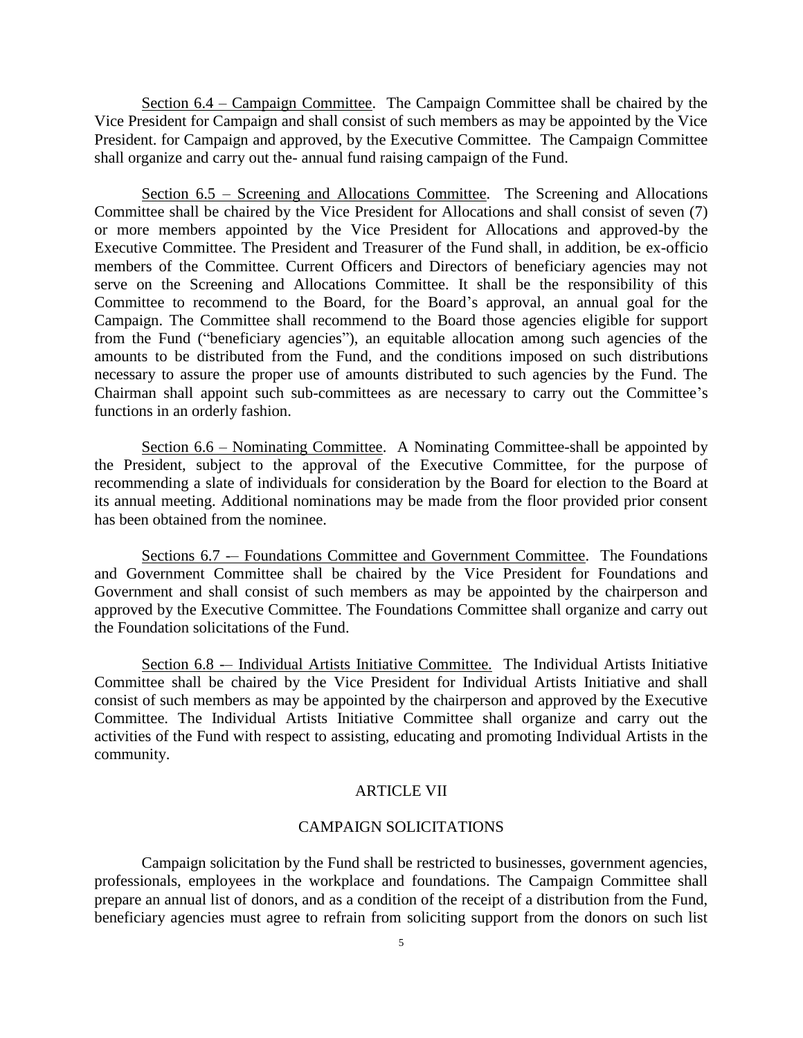Section 6.4 – Campaign Committee. The Campaign Committee shall be chaired by the Vice President for Campaign and shall consist of such members as may be appointed by the Vice President. for Campaign and approved, by the Executive Committee. The Campaign Committee shall organize and carry out the- annual fund raising campaign of the Fund.

Section 6.5 – Screening and Allocations Committee. The Screening and Allocations Committee shall be chaired by the Vice President for Allocations and shall consist of seven (7) or more members appointed by the Vice President for Allocations and approved-by the Executive Committee. The President and Treasurer of the Fund shall, in addition, be ex-officio members of the Committee. Current Officers and Directors of beneficiary agencies may not serve on the Screening and Allocations Committee. It shall be the responsibility of this Committee to recommend to the Board, for the Board's approval, an annual goal for the Campaign. The Committee shall recommend to the Board those agencies eligible for support from the Fund ("beneficiary agencies"), an equitable allocation among such agencies of the amounts to be distributed from the Fund, and the conditions imposed on such distributions necessary to assure the proper use of amounts distributed to such agencies by the Fund. The Chairman shall appoint such sub-committees as are necessary to carry out the Committee's functions in an orderly fashion.

Section 6.6 – Nominating Committee. A Nominating Committee-shall be appointed by the President, subject to the approval of the Executive Committee, for the purpose of recommending a slate of individuals for consideration by the Board for election to the Board at its annual meeting. Additional nominations may be made from the floor provided prior consent has been obtained from the nominee.

Sections 6.7 -– Foundations Committee and Government Committee. The Foundations and Government Committee shall be chaired by the Vice President for Foundations and Government and shall consist of such members as may be appointed by the chairperson and approved by the Executive Committee. The Foundations Committee shall organize and carry out the Foundation solicitations of the Fund.

Section 6.8 -– Individual Artists Initiative Committee. The Individual Artists Initiative Committee shall be chaired by the Vice President for Individual Artists Initiative and shall consist of such members as may be appointed by the chairperson and approved by the Executive Committee. The Individual Artists Initiative Committee shall organize and carry out the activities of the Fund with respect to assisting, educating and promoting Individual Artists in the community.

## ARTICLE VII

## CAMPAIGN SOLICITATIONS

Campaign solicitation by the Fund shall be restricted to businesses, government agencies, professionals, employees in the workplace and foundations. The Campaign Committee shall prepare an annual list of donors, and as a condition of the receipt of a distribution from the Fund, beneficiary agencies must agree to refrain from soliciting support from the donors on such list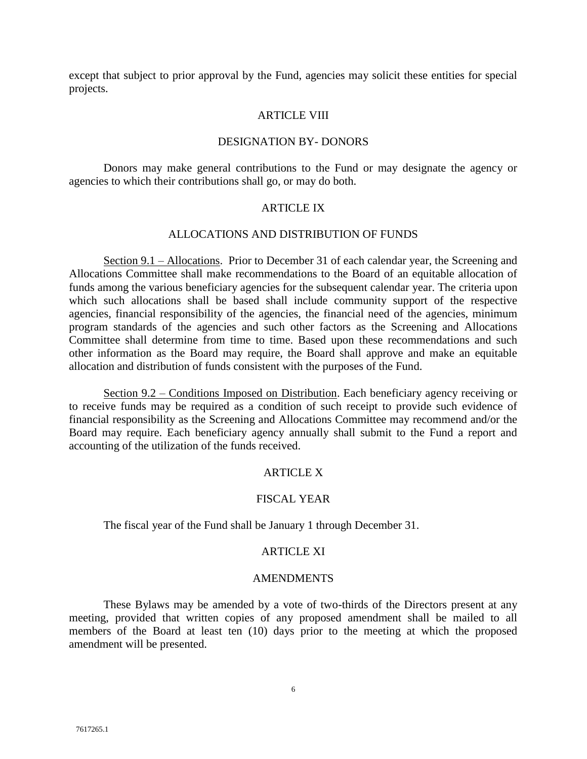except that subject to prior approval by the Fund, agencies may solicit these entities for special projects.

## ARTICLE VIII

## DESIGNATION BY- DONORS

Donors may make general contributions to the Fund or may designate the agency or agencies to which their contributions shall go, or may do both.

## ARTICLE IX

## ALLOCATIONS AND DISTRIBUTION OF FUNDS

Section 9.1 – Allocations. Prior to December 31 of each calendar year, the Screening and Allocations Committee shall make recommendations to the Board of an equitable allocation of funds among the various beneficiary agencies for the subsequent calendar year. The criteria upon which such allocations shall be based shall include community support of the respective agencies, financial responsibility of the agencies, the financial need of the agencies, minimum program standards of the agencies and such other factors as the Screening and Allocations Committee shall determine from time to time. Based upon these recommendations and such other information as the Board may require, the Board shall approve and make an equitable allocation and distribution of funds consistent with the purposes of the Fund.

Section 9.2 – Conditions Imposed on Distribution. Each beneficiary agency receiving or to receive funds may be required as a condition of such receipt to provide such evidence of financial responsibility as the Screening and Allocations Committee may recommend and/or the Board may require. Each beneficiary agency annually shall submit to the Fund a report and accounting of the utilization of the funds received.

## ARTICLE X

## FISCAL YEAR

The fiscal year of the Fund shall be January 1 through December 31.

## ARTICLE XI

## AMENDMENTS

These Bylaws may be amended by a vote of two-thirds of the Directors present at any meeting, provided that written copies of any proposed amendment shall be mailed to all members of the Board at least ten (10) days prior to the meeting at which the proposed amendment will be presented.

7617265.1